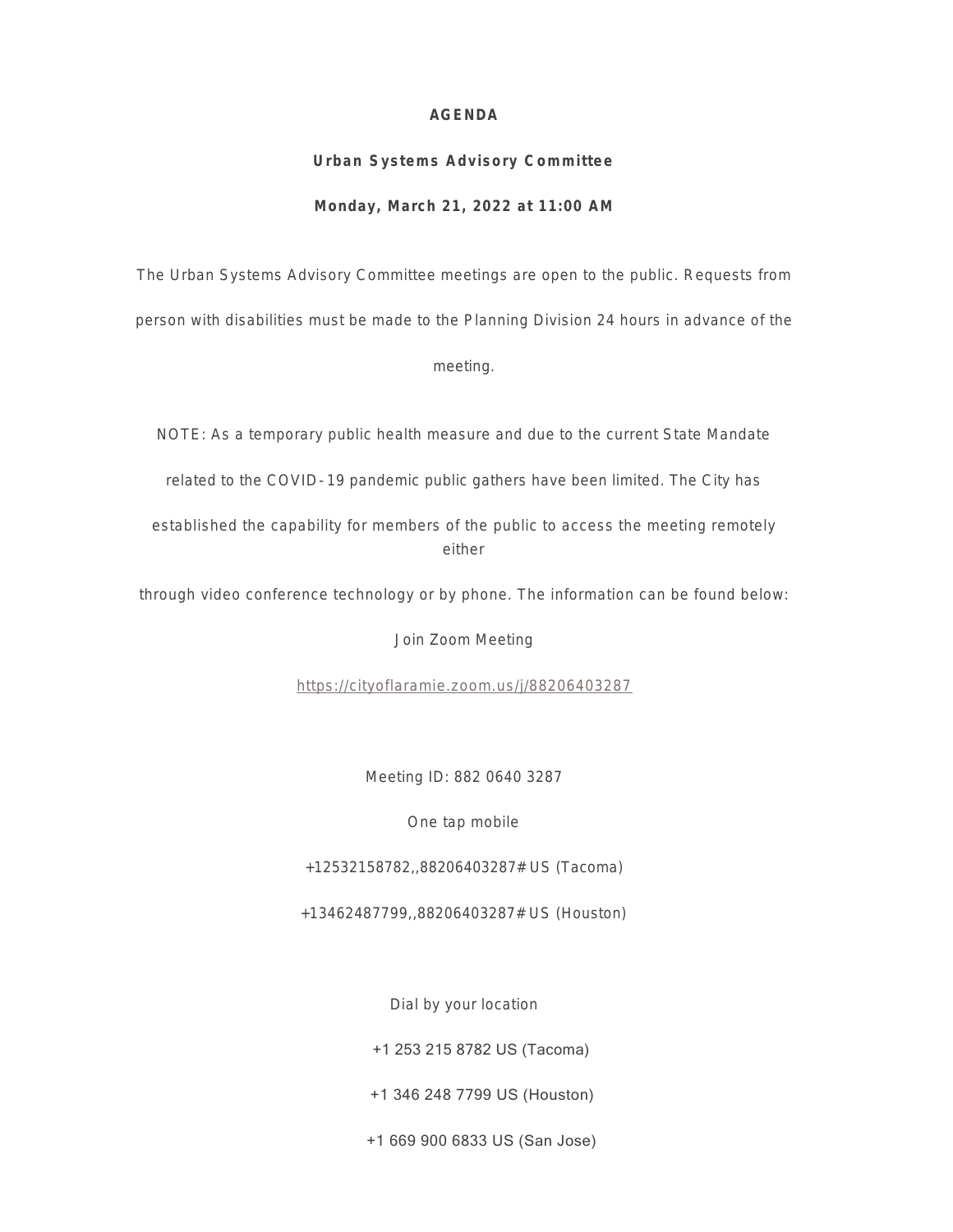# AGENDA

## Urban Systems Advisory Committee

### Monday, March 21, 2022 at 11:00 AM

The Urban Systems Advisory Committee meetings are open to the public. Requests from person with disabilities must be made to the Planning Division 24 hours in advance of the meeting.

NOTE: As a temporary public health measure and due to the current State Mandate related to the COVID-19 pandemic public gathers have been limited. The City has established the capability for members of the public to access the meeting remotely either through video conference technology or by phone. The information can be found below:

Join Zoom Meeting

https://cityoflaramie.zoom.us/j/88206403287

Meeting ID: 882 0640 3287

One tap mobile

+12532158782,,88206403287# US (Tacoma)

+13462487799,,88206403287# US (Houston)

Dial by your location

+1 253 215 8782 US (Tacoma)

+1 346 248 7799 US (Houston)

+1 669 900 6833 US (San Jose)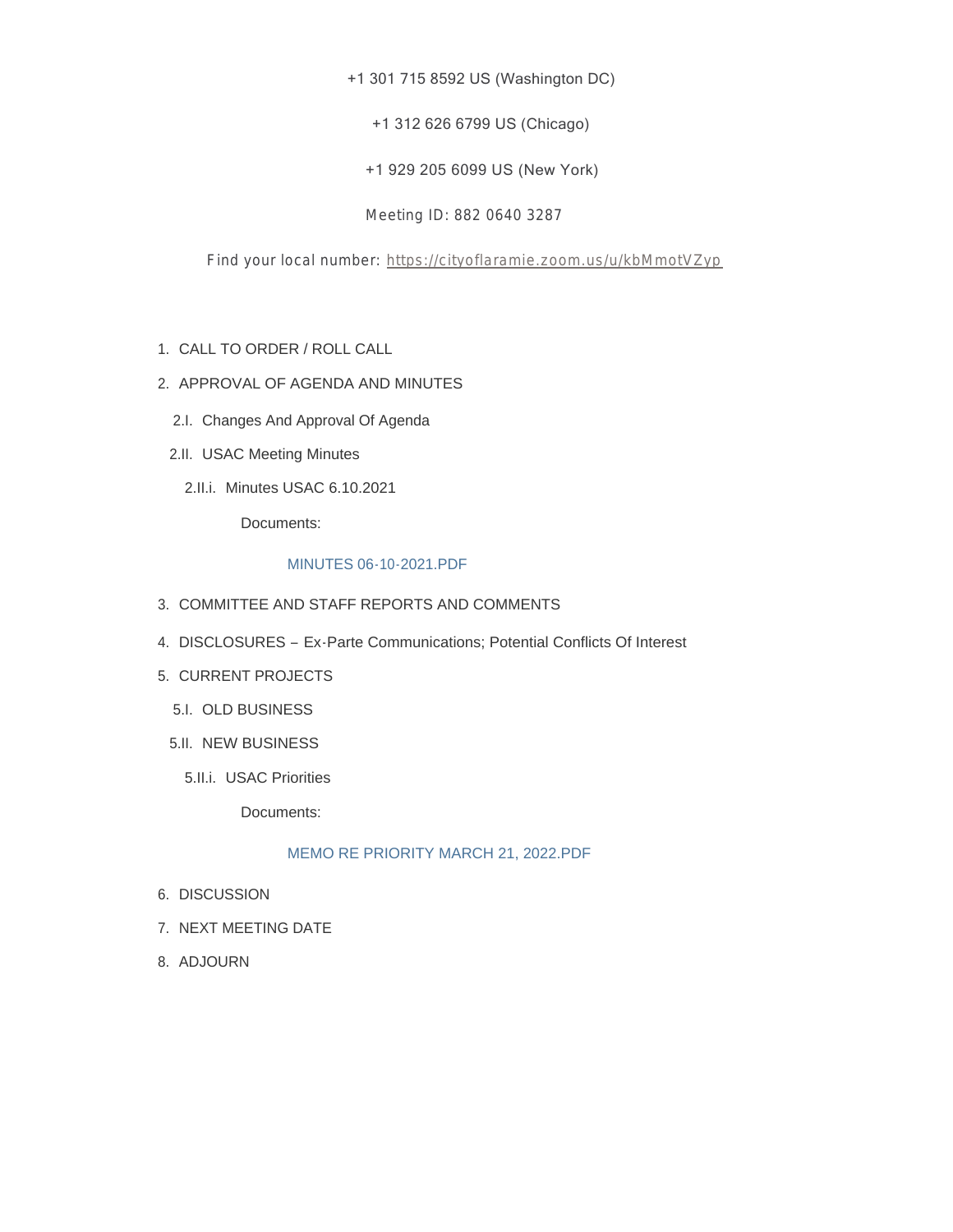+1 301 715 8592 US (Washington DC)

+1 312 626 6799 US (Chicago)

+1 929 205 6099 US (New York)

Meeting ID: 882 0640 3287

Find your local number: https://cityoflaramie.zoom.us/u/kbMmotVZyp

1. CALL TO ORDER / ROLL CALL
2. APPROVAL OF AGENDA AND MINUTES
   - 2.I. Changes And Approval Of Agenda
   - 2.II. USAC Meeting Minutes
     - 2.II.i. Minutes USAC 6.10.2021

       Documents:

       MINUTES 06-10-2021.PDF
3. COMMITTEE AND STAFF REPORTS AND COMMENTS
4. DISCLOSURES – Ex-Parte Communications; Potential Conflicts Of Interest
5. CURRENT PROJECTS
   - 5.I. OLD BUSINESS
   - 5.II. NEW BUSINESS
     - 5.II.i. USAC Priorities

       Documents:

       MEMO RE PRIORITY MARCH 21, 2022.PDF
6. DISCUSSION
7. NEXT MEETING DATE
8. ADJOURN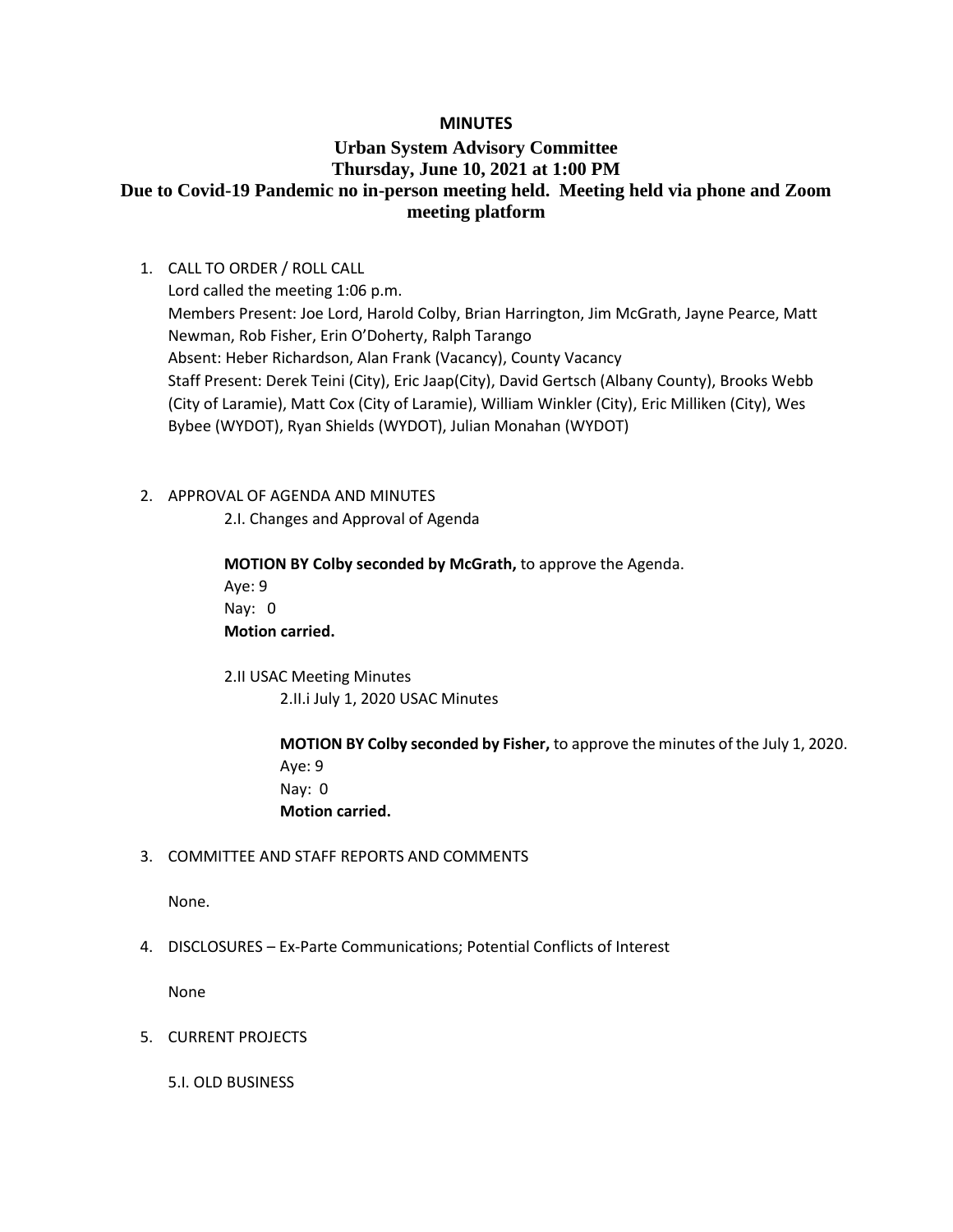**MINUTES**

**Urban System Advisory Committee**
**Thursday, June 10, 2021 at 1:00 PM**
**Due to Covid-19 Pandemic no in-person meeting held. Meeting held via phone and Zoom meeting platform**

1. CALL TO ORDER / ROLL CALL

   Lord called the meeting 1:06 p.m.

   Members Present: Joe Lord, Harold Colby, Brian Harrington, Jim McGrath, Jayne Pearce, Matt Newman, Rob Fisher, Erin O'Doherty, Ralph Tarango

   Absent: Heber Richardson, Alan Frank (Vacancy), County Vacancy

   Staff Present: Derek Teini (City), Eric Jaap(City), David Gertsch (Albany County), Brooks Webb (City of Laramie), Matt Cox (City of Laramie), William Winkler (City), Eric Milliken (City), Wes Bybee (WYDOT), Ryan Shields (WYDOT), Julian Monahan (WYDOT)

2. APPROVAL OF AGENDA AND MINUTES

   2.I. Changes and Approval of Agenda

   **MOTION BY Colby seconded by McGrath,** to approve the Agenda.
   Aye: 9
   Nay: 0
   **Motion carried.**

   2.II USAC Meeting Minutes

   2.II.i July 1, 2020 USAC Minutes

   **MOTION BY Colby seconded by Fisher,** to approve the minutes of the July 1, 2020.
   Aye: 9
   Nay: 0
   **Motion carried.**

3. COMMITTEE AND STAFF REPORTS AND COMMENTS

   None.

4. DISCLOSURES – Ex-Parte Communications; Potential Conflicts of Interest

   None

5. CURRENT PROJECTS

   5.I. OLD BUSINESS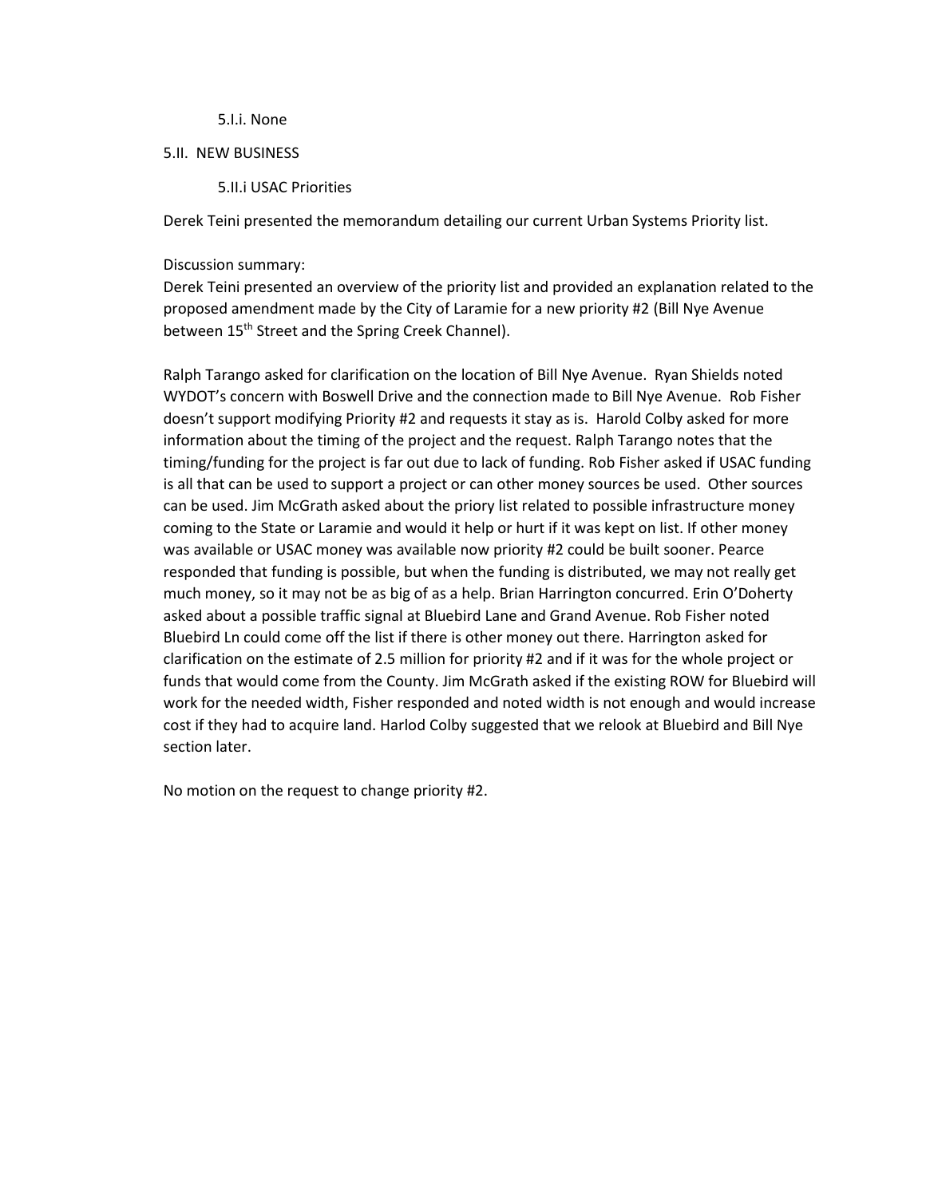5.I.i. None

5.II. NEW BUSINESS

5.II.i USAC Priorities

Derek Teini presented the memorandum detailing our current Urban Systems Priority list.

Discussion summary:
Derek Teini presented an overview of the priority list and provided an explanation related to the proposed amendment made by the City of Laramie for a new priority #2 (Bill Nye Avenue between 15th Street and the Spring Creek Channel).

Ralph Tarango asked for clarification on the location of Bill Nye Avenue. Ryan Shields noted WYDOT's concern with Boswell Drive and the connection made to Bill Nye Avenue. Rob Fisher doesn't support modifying Priority #2 and requests it stay as is. Harold Colby asked for more information about the timing of the project and the request. Ralph Tarango notes that the timing/funding for the project is far out due to lack of funding. Rob Fisher asked if USAC funding is all that can be used to support a project or can other money sources be used. Other sources can be used. Jim McGrath asked about the priory list related to possible infrastructure money coming to the State or Laramie and would it help or hurt if it was kept on list. If other money was available or USAC money was available now priority #2 could be built sooner. Pearce responded that funding is possible, but when the funding is distributed, we may not really get much money, so it may not be as big of as a help. Brian Harrington concurred. Erin O'Doherty asked about a possible traffic signal at Bluebird Lane and Grand Avenue. Rob Fisher noted Bluebird Ln could come off the list if there is other money out there. Harrington asked for clarification on the estimate of 2.5 million for priority #2 and if it was for the whole project or funds that would come from the County. Jim McGrath asked if the existing ROW for Bluebird will work for the needed width, Fisher responded and noted width is not enough and would increase cost if they had to acquire land. Harlod Colby suggested that we relook at Bluebird and Bill Nye section later.

No motion on the request to change priority #2.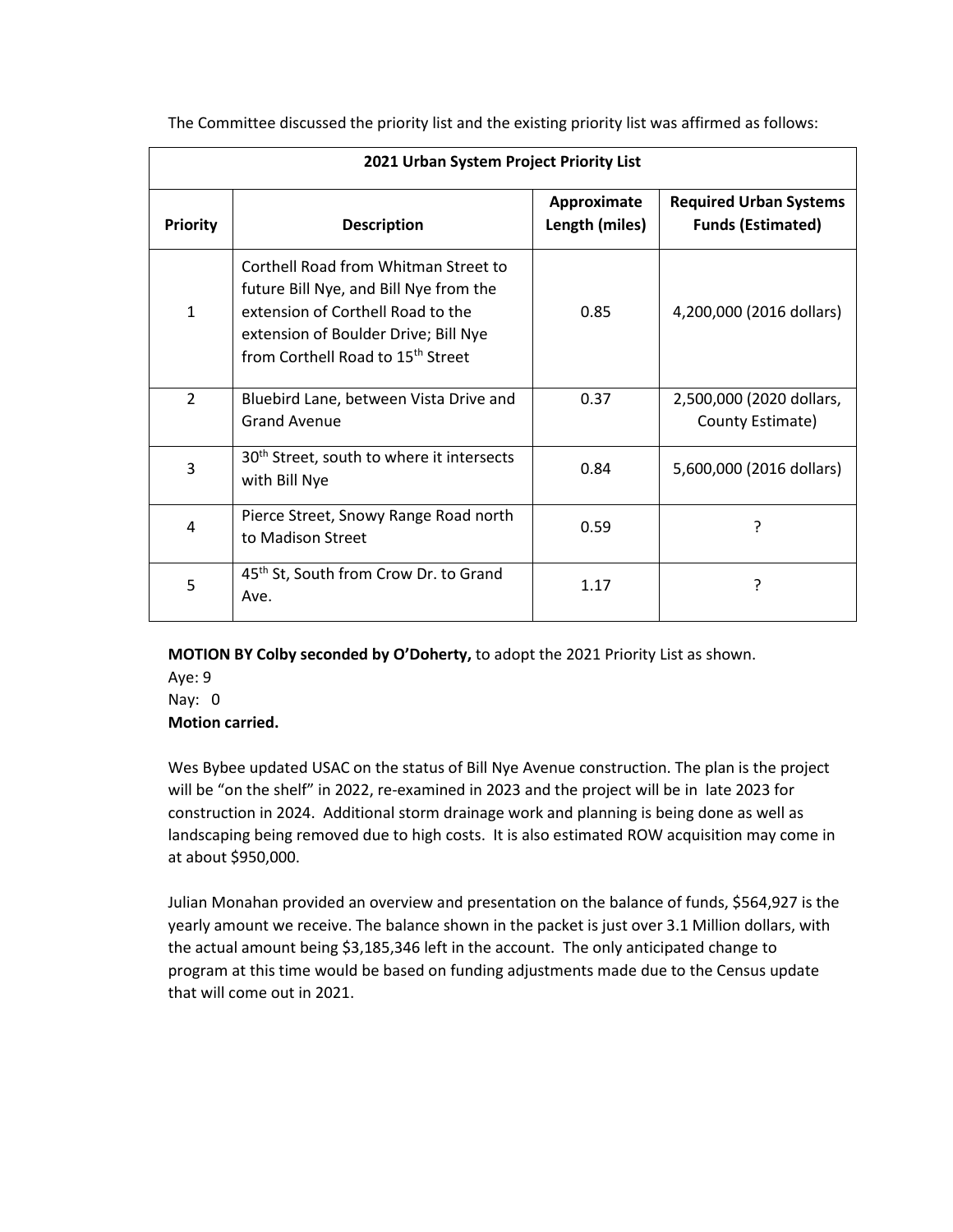The Committee discussed the priority list and the existing priority list was affirmed as follows:

| 2021 Urban System Project Priority List | | | |
|---|---|---|---|
| **Priority** | **Description** | **Approximate Length (miles)** | **Required Urban Systems Funds (Estimated)** |
| 1 | Corthell Road from Whitman Street to future Bill Nye, and Bill Nye from the extension of Corthell Road to the extension of Boulder Drive; Bill Nye from Corthell Road to 15th Street | 0.85 | 4,200,000 (2016 dollars) |
| 2 | Bluebird Lane, between Vista Drive and Grand Avenue | 0.37 | 2,500,000 (2020 dollars, County Estimate) |
| 3 | 30th Street, south to where it intersects with Bill Nye | 0.84 | 5,600,000 (2016 dollars) |
| 4 | Pierce Street, Snowy Range Road north to Madison Street | 0.59 | ? |
| 5 | 45th St, South from Crow Dr. to Grand Ave. | 1.17 | ? |

**MOTION BY Colby seconded by O'Doherty,** to adopt the 2021 Priority List as shown.
Aye: 9
Nay: 0
**Motion carried.**

Wes Bybee updated USAC on the status of Bill Nye Avenue construction. The plan is the project will be "on the shelf" in 2022, re-examined in 2023 and the project will be in late 2023 for construction in 2024. Additional storm drainage work and planning is being done as well as landscaping being removed due to high costs. It is also estimated ROW acquisition may come in at about $950,000.

Julian Monahan provided an overview and presentation on the balance of funds, $564,927 is the yearly amount we receive. The balance shown in the packet is just over 3.1 Million dollars, with the actual amount being $3,185,346 left in the account. The only anticipated change to program at this time would be based on funding adjustments made due to the Census update that will come out in 2021.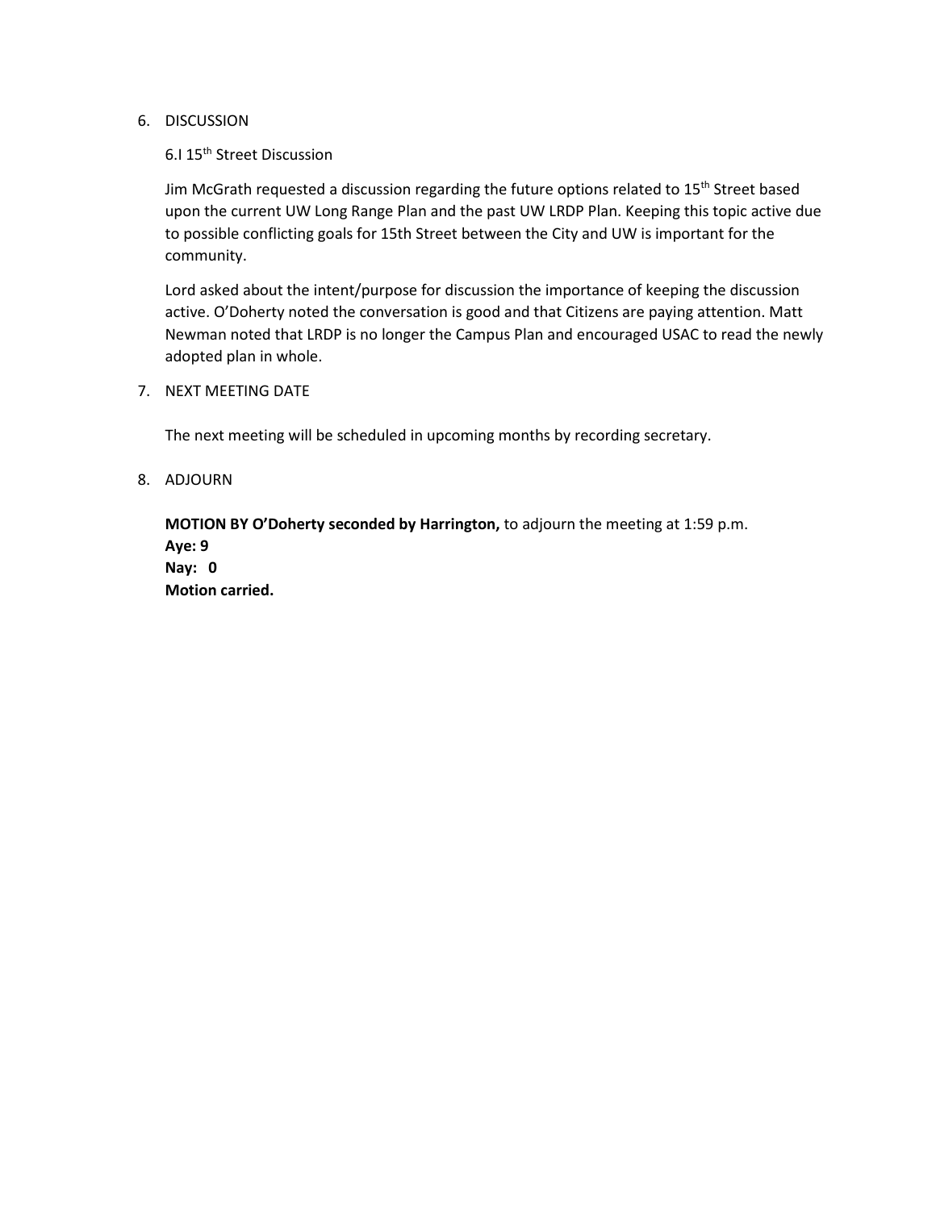6. DISCUSSION

   6.I 15th Street Discussion

   Jim McGrath requested a discussion regarding the future options related to 15th Street based upon the current UW Long Range Plan and the past UW LRDP Plan. Keeping this topic active due to possible conflicting goals for 15th Street between the City and UW is important for the community.

   Lord asked about the intent/purpose for discussion the importance of keeping the discussion active. O'Doherty noted the conversation is good and that Citizens are paying attention. Matt Newman noted that LRDP is no longer the Campus Plan and encouraged USAC to read the newly adopted plan in whole.

7. NEXT MEETING DATE

   The next meeting will be scheduled in upcoming months by recording secretary.

8. ADJOURN

   **MOTION BY O'Doherty seconded by Harrington,** to adjourn the meeting at 1:59 p.m.
   **Aye: 9**
   **Nay: 0**
   **Motion carried.**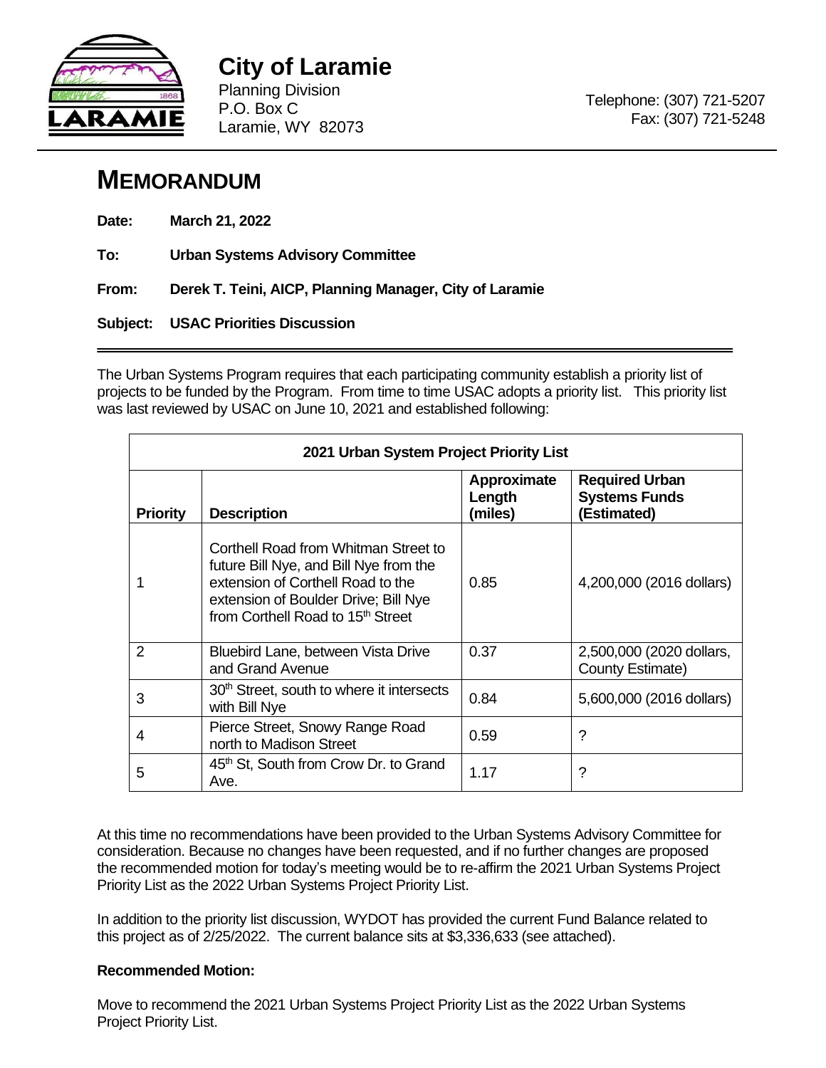# City of Laramie

Planning Division
P.O. Box C
Laramie, WY 82073

Telephone: (307) 721-5207
Fax: (307) 721-5248

## MEMORANDUM

**Date:** **March 21, 2022**

**To:** **Urban Systems Advisory Committee**

**From:** **Derek T. Teini, AICP, Planning Manager, City of Laramie**

**Subject:** **USAC Priorities Discussion**

The Urban Systems Program requires that each participating community establish a priority list of projects to be funded by the Program. From time to time USAC adopts a priority list. This priority list was last reviewed by USAC on June 10, 2021 and established following:

| **2021 Urban System Project Priority List** | | | |
|---|---|---|---|
| **Priority** | **Description** | **Approximate Length (miles)** | **Required Urban Systems Funds (Estimated)** |
| 1 | Corthell Road from Whitman Street to future Bill Nye, and Bill Nye from the extension of Corthell Road to the extension of Boulder Drive; Bill Nye from Corthell Road to 15th Street | 0.85 | 4,200,000 (2016 dollars) |
| 2 | Bluebird Lane, between Vista Drive and Grand Avenue | 0.37 | 2,500,000 (2020 dollars, County Estimate) |
| 3 | 30th Street, south to where it intersects with Bill Nye | 0.84 | 5,600,000 (2016 dollars) |
| 4 | Pierce Street, Snowy Range Road north to Madison Street | 0.59 | ? |
| 5 | 45th St, South from Crow Dr. to Grand Ave. | 1.17 | ? |

At this time no recommendations have been provided to the Urban Systems Advisory Committee for consideration. Because no changes have been requested, and if no further changes are proposed the recommended motion for today's meeting would be to re-affirm the 2021 Urban Systems Project Priority List as the 2022 Urban Systems Project Priority List.

In addition to the priority list discussion, WYDOT has provided the current Fund Balance related to this project as of 2/25/2022. The current balance sits at $3,336,633 (see attached).

**Recommended Motion:**

Move to recommend the 2021 Urban Systems Project Priority List as the 2022 Urban Systems Project Priority List.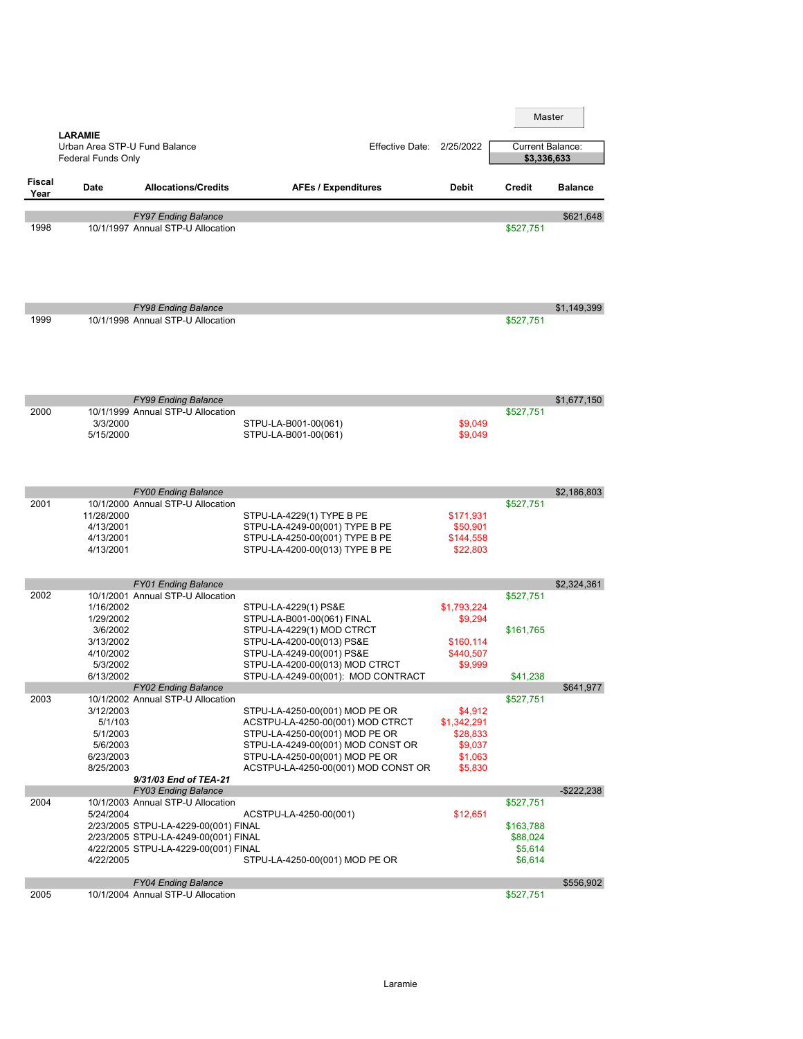Master

**LARAMIE**
Urban Area STP-U Fund Balance
Federal Funds Only

Effective Date: 2/25/2022

Current Balance: **$3,336,633**

| Fiscal Year | Date | Allocations/Credits | AFEs / Expenditures | Debit | Credit | Balance |
|---|---|---|---|---|---|---|
| | | *FY97 Ending Balance* | | | | $621,648 |
| 1998 | 10/1/1997 | Annual STP-U Allocation | | | $527,751 | |
| | | *FY98 Ending Balance* | | | | $1,149,399 |
| 1999 | 10/1/1998 | Annual STP-U Allocation | | | $527,751 | |
| | | *FY99 Ending Balance* | | | | $1,677,150 |
| 2000 | 10/1/1999 | Annual STP-U Allocation | | | $527,751 | |
| | 3/3/2000 | | STPU-LA-B001-00(061) | $9,049 | | |
| | 5/15/2000 | | STPU-LA-B001-00(061) | $9,049 | | |
| | | *FY00 Ending Balance* | | | | $2,186,803 |
| 2001 | 10/1/2000 | Annual STP-U Allocation | | | $527,751 | |
| | 11/28/2000 | | STPU-LA-4229(1) TYPE B PE | $171,931 | | |
| | 4/13/2001 | | STPU-LA-4249-00(001) TYPE B PE | $50,901 | | |
| | 4/13/2001 | | STPU-LA-4250-00(001) TYPE B PE | $144,558 | | |
| | 4/13/2001 | | STPU-LA-4200-00(013) TYPE B PE | $22,803 | | |
| | | *FY01 Ending Balance* | | | | $2,324,361 |
| 2002 | 10/1/2001 | Annual STP-U Allocation | | | $527,751 | |
| | 1/16/2002 | | STPU-LA-4229(1) PS&E | $1,793,224 | | |
| | 1/29/2002 | | STPU-LA-B001-00(061) FINAL | $9,294 | | |
| | 3/6/2002 | | STPU-LA-4229(1) MOD CTRCT | | $161,765 | |
| | 3/13/2002 | | STPU-LA-4200-00(013) PS&E | $160,114 | | |
| | 4/10/2002 | | STPU-LA-4249-00(001) PS&E | $440,507 | | |
| | 5/3/2002 | | STPU-LA-4200-00(013) MOD CTRCT | $9,999 | | |
| | 6/13/2002 | | STPU-LA-4249-00(001): MOD CONTRACT | | $41,238 | |
| | | *FY02 Ending Balance* | | | | $641,977 |
| 2003 | 10/1/2002 | Annual STP-U Allocation | | | $527,751 | |
| | 3/12/2003 | | STPU-LA-4250-00(001) MOD PE OR | $4,912 | | |
| | 5/1/103 | | ACSTPU-LA-4250-00(001) MOD CTRCT | $1,342,291 | | |
| | 5/1/2003 | | STPU-LA-4250-00(001) MOD PE OR | $28,833 | | |
| | 5/6/2003 | | STPU-LA-4249-00(001) MOD CONST OR | $9,037 | | |
| | 6/23/2003 | | STPU-LA-4250-00(001) MOD PE OR | $1,063 | | |
| | 8/25/2003 | | ACSTPU-LA-4250-00(001) MOD CONST OR | $5,830 | | |
| | | ***9/31/03 End of TEA-21*** | | | | |
| | | *FY03 Ending Balance* | | | | -$222,238 |
| 2004 | 10/1/2003 | Annual STP-U Allocation | | | $527,751 | |
| | 5/24/2004 | | ACSTPU-LA-4250-00(001) | $12,651 | | |
| | 2/23/2005 | STPU-LA-4229-00(001) FINAL | | | $163,788 | |
| | 2/23/2005 | STPU-LA-4249-00(001) FINAL | | | $88,024 | |
| | 4/22/2005 | STPU-LA-4229-00(001) FINAL | | | $5,614 | |
| | 4/22/2005 | | STPU-LA-4250-00(001) MOD PE OR | | $6,614 | |
| | | *FY04 Ending Balance* | | | | $556,902 |
| 2005 | 10/1/2004 | Annual STP-U Allocation | | | $527,751 | |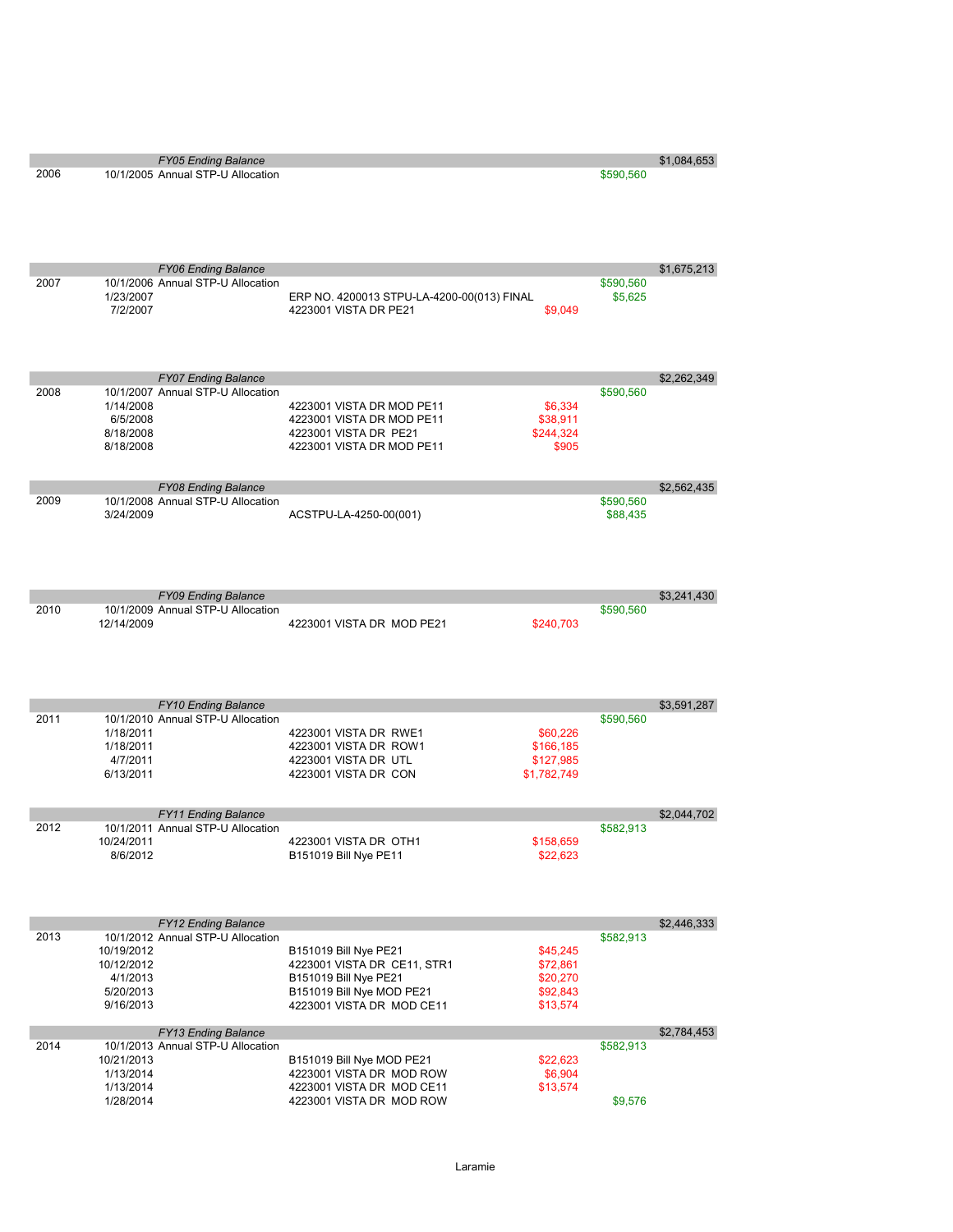| Year | Date | Description | Project | Expenditure | Allocation | Balance |
|---|---|---|---|---|---|---|
| | | *FY05 Ending Balance* | | | | $1,084,653 |
| 2006 | 10/1/2005 | Annual STP-U Allocation | | | $590,560 | |
| | | *FY06 Ending Balance* | | | | $1,675,213 |
| 2007 | 10/1/2006 | Annual STP-U Allocation | | | $590,560 | |
| | 1/23/2007 | | ERP NO. 4200013 STPU-LA-4200-00(013) FINAL | | $5,625 | |
| | 7/2/2007 | | 4223001 VISTA DR PE21 | $9,049 | | |
| | | *FY07 Ending Balance* | | | | $2,262,349 |
| 2008 | 10/1/2007 | Annual STP-U Allocation | | | $590,560 | |
| | 1/14/2008 | | 4223001 VISTA DR MOD PE11 | $6,334 | | |
| | 6/5/2008 | | 4223001 VISTA DR MOD PE11 | $38,911 | | |
| | 8/18/2008 | | 4223001 VISTA DR PE21 | $244,324 | | |
| | 8/18/2008 | | 4223001 VISTA DR MOD PE11 | $905 | | |
| | | *FY08 Ending Balance* | | | | $2,562,435 |
| 2009 | 10/1/2008 | Annual STP-U Allocation | | | $590,560 | |
| | 3/24/2009 | | ACSTPU-LA-4250-00(001) | | $88,435 | |
| | | *FY09 Ending Balance* | | | | $3,241,430 |
| 2010 | 10/1/2009 | Annual STP-U Allocation | | | $590,560 | |
| | 12/14/2009 | | 4223001 VISTA DR MOD PE21 | $240,703 | | |
| | | *FY10 Ending Balance* | | | | $3,591,287 |
| 2011 | 10/1/2010 | Annual STP-U Allocation | | | $590,560 | |
| | 1/18/2011 | | 4223001 VISTA DR RWE1 | $60,226 | | |
| | 1/18/2011 | | 4223001 VISTA DR ROW1 | $166,185 | | |
| | 4/7/2011 | | 4223001 VISTA DR UTL | $127,985 | | |
| | 6/13/2011 | | 4223001 VISTA DR CON | $1,782,749 | | |
| | | *FY11 Ending Balance* | | | | $2,044,702 |
| 2012 | 10/1/2011 | Annual STP-U Allocation | | | $582,913 | |
| | 10/24/2011 | | 4223001 VISTA DR OTH1 | $158,659 | | |
| | 8/6/2012 | | B151019 Bill Nye PE11 | $22,623 | | |
| | | *FY12 Ending Balance* | | | | $2,446,333 |
| 2013 | 10/1/2012 | Annual STP-U Allocation | | | $582,913 | |
| | 10/19/2012 | | B151019 Bill Nye PE21 | $45,245 | | |
| | 10/12/2012 | | 4223001 VISTA DR CE11, STR1 | $72,861 | | |
| | 4/1/2013 | | B151019 Bill Nye PE21 | $20,270 | | |
| | 5/20/2013 | | B151019 Bill Nye MOD PE21 | $92,843 | | |
| | 9/16/2013 | | 4223001 VISTA DR MOD CE11 | $13,574 | | |
| | | *FY13 Ending Balance* | | | | $2,784,453 |
| 2014 | 10/1/2013 | Annual STP-U Allocation | | | $582,913 | |
| | 10/21/2013 | | B151019 Bill Nye MOD PE21 | $22,623 | | |
| | 1/13/2014 | | 4223001 VISTA DR MOD ROW | $6,904 | | |
| | 1/13/2014 | | 4223001 VISTA DR MOD CE11 | $13,574 | | |
| | 1/28/2014 | | 4223001 VISTA DR MOD ROW | | $9,576 | |

Laramie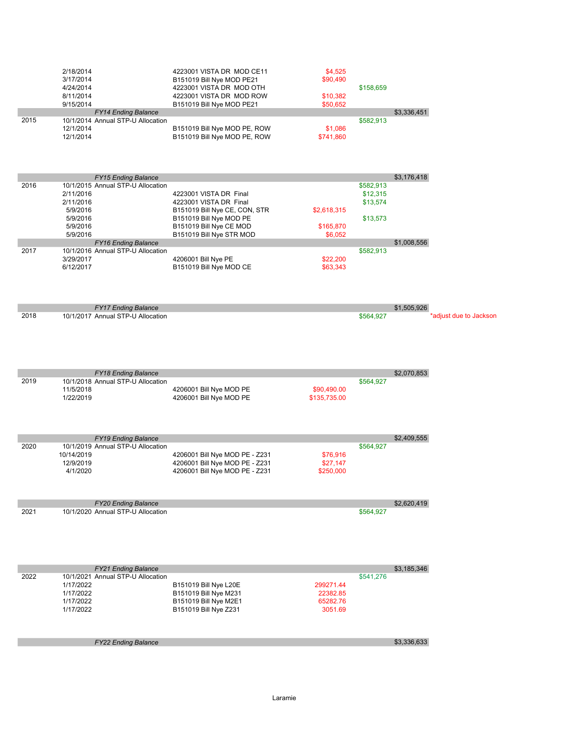| | | | | | | |
|---|---|---|---|---|---|---|
| | 2/18/2014 | 4223001 VISTA DR MOD CE11 | $4,525 | | | |
| | 3/17/2014 | B151019 Bill Nye MOD PE21 | $90,490 | | | |
| | 4/24/2014 | 4223001 VISTA DR MOD OTH | | $158,659 | | |
| | 8/11/2014 | 4223001 VISTA DR MOD ROW | $10,382 | | | |
| | 9/15/2014 | B151019 Bill Nye MOD PE21 | $50,652 | | | |
| | *FY14 Ending Balance* | | | | $3,336,451 | |
| 2015 | 10/1/2014 Annual STP-U Allocation | | | $582,913 | | |
| | 12/1/2014 | B151019 Bill Nye MOD PE, ROW | $1,086 | | | |
| | 12/1/2014 | B151019 Bill Nye MOD PE, ROW | $741,860 | | | |
| | *FY15 Ending Balance* | | | | $3,176,418 | |
| 2016 | 10/1/2015 Annual STP-U Allocation | | | $582,913 | | |
| | 2/11/2016 | 4223001 VISTA DR Final | | $12,315 | | |
| | 2/11/2016 | 4223001 VISTA DR Final | | $13,574 | | |
| | 5/9/2016 | B151019 Bill Nye CE, CON, STR | $2,618,315 | | | |
| | 5/9/2016 | B151019 Bill Nye MOD PE | | $13,573 | | |
| | 5/9/2016 | B151019 Bill Nye CE MOD | $165,870 | | | |
| | 5/9/2016 | B151019 Bill Nye STR MOD | $6,052 | | | |
| | *FY16 Ending Balance* | | | | $1,008,556 | |
| 2017 | 10/1/2016 Annual STP-U Allocation | | | $582,913 | | |
| | 3/29/2017 | 4206001 Bill Nye PE | $22,200 | | | |
| | 6/12/2017 | B151019 Bill Nye MOD CE | $63,343 | | | |
| | *FY17 Ending Balance* | | | | $1,505,926 | |
| 2018 | 10/1/2017 Annual STP-U Allocation | | | $564,927 | | *adjust due to Jackson |
| | *FY18 Ending Balance* | | | | $2,070,853 | |
| 2019 | 10/1/2018 Annual STP-U Allocation | | | $564,927 | | |
| | 11/5/2018 | 4206001 Bill Nye MOD PE | $90,490.00 | | | |
| | 1/22/2019 | 4206001 Bill Nye MOD PE | $135,735.00 | | | |
| | *FY19 Ending Balance* | | | | $2,409,555 | |
| 2020 | 10/1/2019 Annual STP-U Allocation | | | $564,927 | | |
| | 10/14/2019 | 4206001 Bill Nye MOD PE - Z231 | $76,916 | | | |
| | 12/9/2019 | 4206001 Bill Nye MOD PE - Z231 | $27,147 | | | |
| | 4/1/2020 | 4206001 Bill Nye MOD PE - Z231 | $250,000 | | | |
| | *FY20 Ending Balance* | | | | $2,620,419 | |
| 2021 | 10/1/2020 Annual STP-U Allocation | | | $564,927 | | |
| | *FY21 Ending Balance* | | | | $3,185,346 | |
| 2022 | 10/1/2021 Annual STP-U Allocation | | | $541,276 | | |
| | 1/17/2022 | B151019 Bill Nye L20E | 299271.44 | | | |
| | 1/17/2022 | B151019 Bill Nye M231 | 22382.85 | | | |
| | 1/17/2022 | B151019 Bill Nye M2E1 | 65282.76 | | | |
| | 1/17/2022 | B151019 Bill Nye Z231 | 3051.69 | | | |
| | *FY22 Ending Balance* | | | | $3,336,633 | |

Laramie